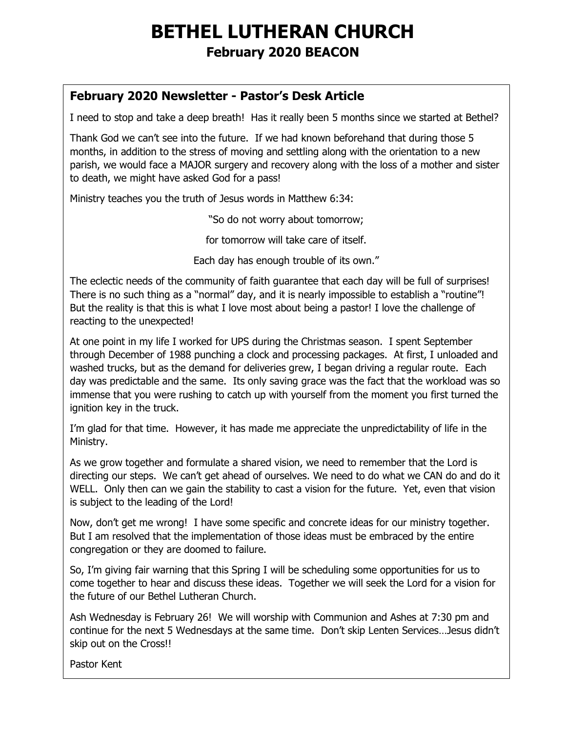# BETHEL LUTHERAN CHURCH

## February 2020 BEACON

### February 2020 Newsletter - Pastor's Desk Article

I need to stop and take a deep breath! Has it really been 5 months since we started at Bethel?

Thank God we can't see into the future. If we had known beforehand that during those 5 months, in addition to the stress of moving and settling along with the orientation to a new parish, we would face a MAJOR surgery and recovery along with the loss of a mother and sister to death, we might have asked God for a pass!

Ministry teaches you the truth of Jesus words in Matthew 6:34:

"So do not worry about tomorrow;

for tomorrow will take care of itself.

Each day has enough trouble of its own."

The eclectic needs of the community of faith guarantee that each day will be full of surprises! There is no such thing as a "normal" day, and it is nearly impossible to establish a "routine"! But the reality is that this is what I love most about being a pastor! I love the challenge of reacting to the unexpected!

At one point in my life I worked for UPS during the Christmas season. I spent September through December of 1988 punching a clock and processing packages. At first, I unloaded and washed trucks, but as the demand for deliveries grew, I began driving a regular route. Each day was predictable and the same. Its only saving grace was the fact that the workload was so immense that you were rushing to catch up with yourself from the moment you first turned the ignition key in the truck.

I'm glad for that time. However, it has made me appreciate the unpredictability of life in the Ministry.

As we grow together and formulate a shared vision, we need to remember that the Lord is directing our steps. We can't get ahead of ourselves. We need to do what we CAN do and do it WELL. Only then can we gain the stability to cast a vision for the future. Yet, even that vision is subject to the leading of the Lord!

Now, don't get me wrong! I have some specific and concrete ideas for our ministry together. But I am resolved that the implementation of those ideas must be embraced by the entire congregation or they are doomed to failure.

So, I'm giving fair warning that this Spring I will be scheduling some opportunities for us to come together to hear and discuss these ideas. Together we will seek the Lord for a vision for the future of our Bethel Lutheran Church.

Ash Wednesday is February 26! We will worship with Communion and Ashes at 7:30 pm and continue for the next 5 Wednesdays at the same time. Don't skip Lenten Services…Jesus didn't skip out on the Cross!!

Pastor Kent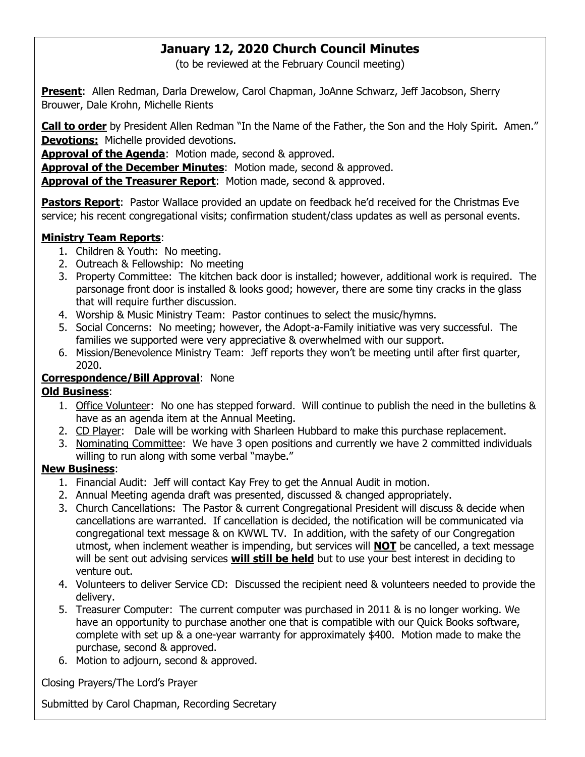# January 12, 2020 Church Council Minutes

(to be reviewed at the February Council meeting)

**Present**: Allen Redman, Darla Drewelow, Carol Chapman, JoAnne Schwarz, Jeff Jacobson, Sherry Brouwer, Dale Krohn, Michelle Rients

**Call to order** by President Allen Redman "In the Name of the Father, the Son and the Holy Spirit. Amen."
**Devotions:** Michelle provided devotions.
**Approval of the Agenda**: Motion made, second & approved.
**Approval of the December Minutes**: Motion made, second & approved.
**Approval of the Treasurer Report**: Motion made, second & approved.

**Pastors Report**: Pastor Wallace provided an update on feedback he'd received for the Christmas Eve service; his recent congregational visits; confirmation student/class updates as well as personal events.

**Ministry Team Reports**:

1. Children & Youth: No meeting.
2. Outreach & Fellowship: No meeting
3. Property Committee: The kitchen back door is installed; however, additional work is required. The parsonage front door is installed & looks good; however, there are some tiny cracks in the glass that will require further discussion.
4. Worship & Music Ministry Team: Pastor continues to select the music/hymns.
5. Social Concerns: No meeting; however, the Adopt-a-Family initiative was very successful. The families we supported were very appreciative & overwhelmed with our support.
6. Mission/Benevolence Ministry Team: Jeff reports they won't be meeting until after first quarter, 2020.

**Correspondence/Bill Approval**: None

**Old Business**:

1. Office Volunteer: No one has stepped forward. Will continue to publish the need in the bulletins & have as an agenda item at the Annual Meeting.
2. CD Player: Dale will be working with Sharleen Hubbard to make this purchase replacement.
3. Nominating Committee: We have 3 open positions and currently we have 2 committed individuals willing to run along with some verbal "maybe."

**New Business**:

1. Financial Audit: Jeff will contact Kay Frey to get the Annual Audit in motion.
2. Annual Meeting agenda draft was presented, discussed & changed appropriately.
3. Church Cancellations: The Pastor & current Congregational President will discuss & decide when cancellations are warranted. If cancellation is decided, the notification will be communicated via congregational text message & on KWWL TV. In addition, with the safety of our Congregation utmost, when inclement weather is impending, but services will **NOT** be cancelled, a text message will be sent out advising services **will still be held** but to use your best interest in deciding to venture out.
4. Volunteers to deliver Service CD: Discussed the recipient need & volunteers needed to provide the delivery.
5. Treasurer Computer: The current computer was purchased in 2011 & is no longer working. We have an opportunity to purchase another one that is compatible with our Quick Books software, complete with set up & a one-year warranty for approximately $400. Motion made to make the purchase, second & approved.
6. Motion to adjourn, second & approved.

Closing Prayers/The Lord's Prayer

Submitted by Carol Chapman, Recording Secretary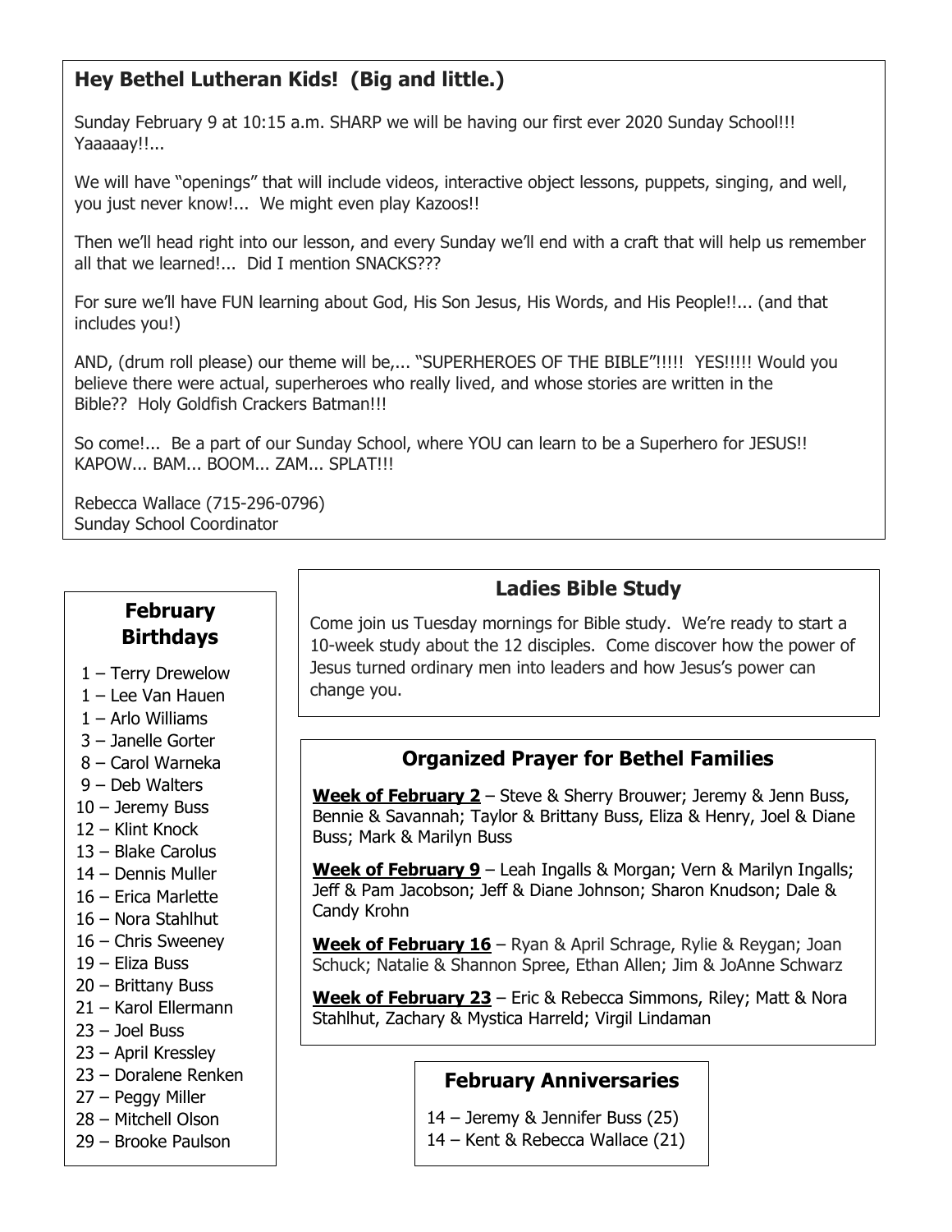## Hey Bethel Lutheran Kids! (Big and little.)

Sunday February 9 at 10:15 a.m. SHARP we will be having our first ever 2020 Sunday School!!! Yaaaaay!!...

We will have "openings" that will include videos, interactive object lessons, puppets, singing, and well, you just never know!... We might even play Kazoos!!

Then we'll head right into our lesson, and every Sunday we'll end with a craft that will help us remember all that we learned!... Did I mention SNACKS???

For sure we'll have FUN learning about God, His Son Jesus, His Words, and His People!!... (and that includes you!)

AND, (drum roll please) our theme will be,... "SUPERHEROES OF THE BIBLE"!!!!! YES!!!!! Would you believe there were actual, superheroes who really lived, and whose stories are written in the Bible?? Holy Goldfish Crackers Batman!!!

So come!... Be a part of our Sunday School, where YOU can learn to be a Superhero for JESUS!! KAPOW... BAM... BOOM... ZAM... SPLAT!!!

Rebecca Wallace (715-296-0796)
Sunday School Coordinator

## February Birthdays

- 1 – Terry Drewelow
- 1 – Lee Van Hauen
- 1 – Arlo Williams
- 3 – Janelle Gorter
- 8 – Carol Warneka
- 9 – Deb Walters
- 10 – Jeremy Buss
- 12 – Klint Knock
- 13 – Blake Carolus
- 14 – Dennis Muller
- 16 – Erica Marlette
- 16 – Nora Stahlhut
- 16 – Chris Sweeney
- 19 – Eliza Buss
- 20 – Brittany Buss
- 21 – Karol Ellermann
- 23 – Joel Buss
- 23 – April Kressley
- 23 – Doralene Renken
- 27 – Peggy Miller
- 28 – Mitchell Olson
- 29 – Brooke Paulson

## Ladies Bible Study

Come join us Tuesday mornings for Bible study. We're ready to start a 10-week study about the 12 disciples. Come discover how the power of Jesus turned ordinary men into leaders and how Jesus's power can change you.

## Organized Prayer for Bethel Families

**Week of February 2** – Steve & Sherry Brouwer; Jeremy & Jenn Buss, Bennie & Savannah; Taylor & Brittany Buss, Eliza & Henry, Joel & Diane Buss; Mark & Marilyn Buss

**Week of February 9** – Leah Ingalls & Morgan; Vern & Marilyn Ingalls; Jeff & Pam Jacobson; Jeff & Diane Johnson; Sharon Knudson; Dale & Candy Krohn

**Week of February 16** – Ryan & April Schrage, Rylie & Reygan; Joan Schuck; Natalie & Shannon Spree, Ethan Allen; Jim & JoAnne Schwarz

**Week of February 23** – Eric & Rebecca Simmons, Riley; Matt & Nora Stahlhut, Zachary & Mystica Harreld; Virgil Lindaman

## February Anniversaries

- 14 – Jeremy & Jennifer Buss (25)
- 14 – Kent & Rebecca Wallace (21)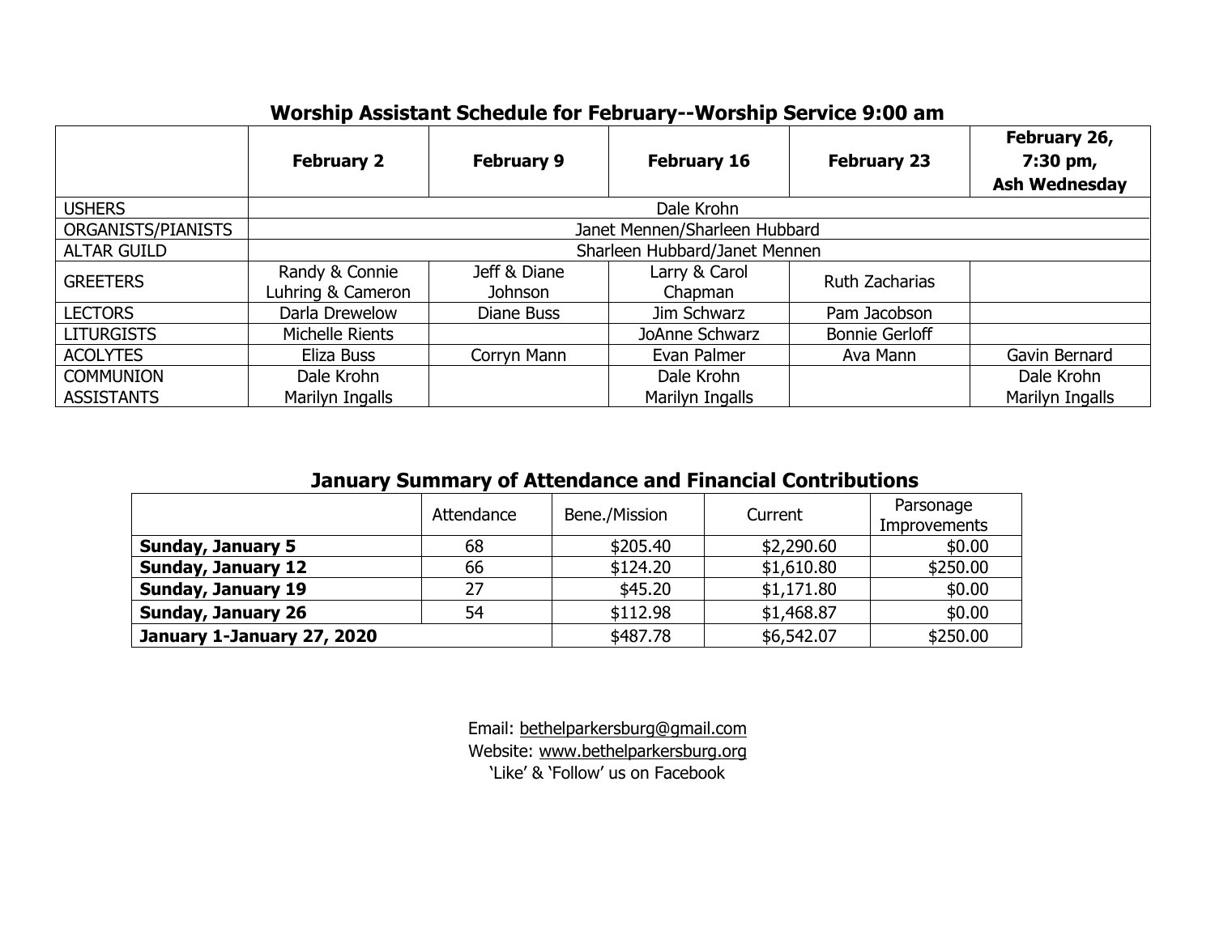## Worship Assistant Schedule for February--Worship Service 9:00 am

| | February 2 | February 9 | February 16 | February 23 | February 26, 7:30 pm, Ash Wednesday |
|---|---|---|---|---|---|
| USHERS | Dale Krohn | | | | |
| ORGANISTS/PIANISTS | Janet Mennen/Sharleen Hubbard | | | | |
| ALTAR GUILD | Sharleen Hubbard/Janet Mennen | | | | |
| GREETERS | Randy & Connie Luhring & Cameron | Jeff & Diane Johnson | Larry & Carol Chapman | Ruth Zacharias | |
| LECTORS | Darla Drewelow | Diane Buss | Jim Schwarz | Pam Jacobson | |
| LITURGISTS | Michelle Rients | | JoAnne Schwarz | Bonnie Gerloff | |
| ACOLYTES | Eliza Buss | Corryn Mann | Evan Palmer | Ava Mann | Gavin Bernard |
| COMMUNION ASSISTANTS | Dale Krohn Marilyn Ingalls | | Dale Krohn Marilyn Ingalls | | Dale Krohn Marilyn Ingalls |

## January Summary of Attendance and Financial Contributions

| | Attendance | Bene./Mission | Current | Parsonage Improvements |
|---|---|---|---|---|
| **Sunday, January 5** | 68 | $205.40 | $2,290.60 | $0.00 |
| **Sunday, January 12** | 66 | $124.20 | $1,610.80 | $250.00 |
| **Sunday, January 19** | 27 | $45.20 | $1,171.80 | $0.00 |
| **Sunday, January 26** | 54 | $112.98 | $1,468.87 | $0.00 |
| **January 1-January 27, 2020** | | $487.78 | $6,542.07 | $250.00 |

Email: bethelparkersburg@gmail.com
Website: www.bethelparkersburg.org
'Like' & 'Follow' us on Facebook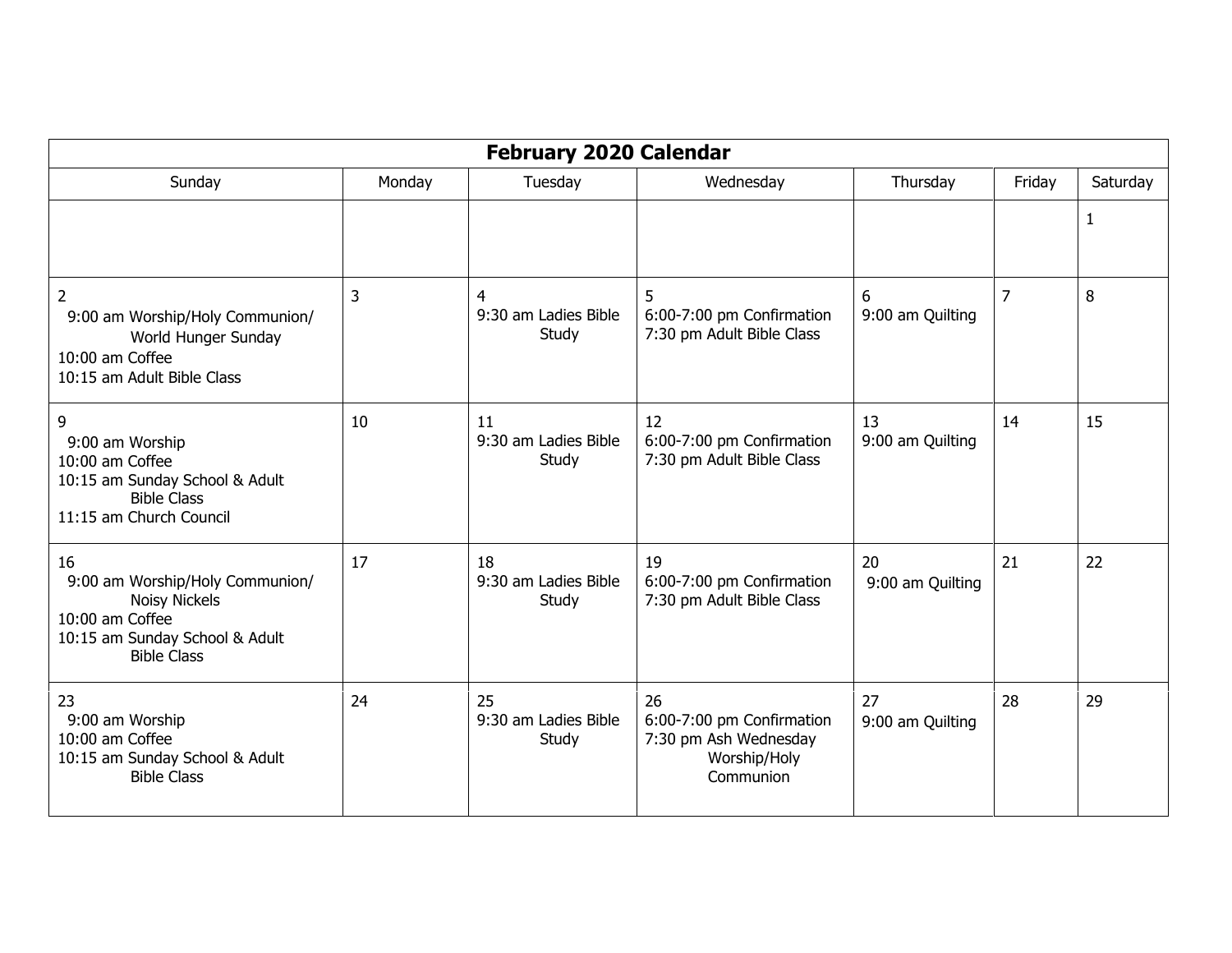## February 2020 Calendar

| Sunday | Monday | Tuesday | Wednesday | Thursday | Friday | Saturday |
|---|---|---|---|---|---|---|
| | | | | | | 1 |
| 2<br>9:00 am Worship/Holy Communion/ World Hunger Sunday<br>10:00 am Coffee<br>10:15 am Adult Bible Class | 3 | 4<br>9:30 am Ladies Bible Study | 5<br>6:00-7:00 pm Confirmation<br>7:30 pm Adult Bible Class | 6<br>9:00 am Quilting | 7 | 8 |
| 9<br>9:00 am Worship<br>10:00 am Coffee<br>10:15 am Sunday School & Adult Bible Class<br>11:15 am Church Council | 10 | 11<br>9:30 am Ladies Bible Study | 12<br>6:00-7:00 pm Confirmation<br>7:30 pm Adult Bible Class | 13<br>9:00 am Quilting | 14 | 15 |
| 16<br>9:00 am Worship/Holy Communion/ Noisy Nickels<br>10:00 am Coffee<br>10:15 am Sunday School & Adult Bible Class | 17 | 18<br>9:30 am Ladies Bible Study | 19<br>6:00-7:00 pm Confirmation<br>7:30 pm Adult Bible Class | 20<br>9:00 am Quilting | 21 | 22 |
| 23<br>9:00 am Worship<br>10:00 am Coffee<br>10:15 am Sunday School & Adult Bible Class | 24 | 25<br>9:30 am Ladies Bible Study | 26<br>6:00-7:00 pm Confirmation<br>7:30 pm Ash Wednesday Worship/Holy Communion | 27<br>9:00 am Quilting | 28 | 29 |